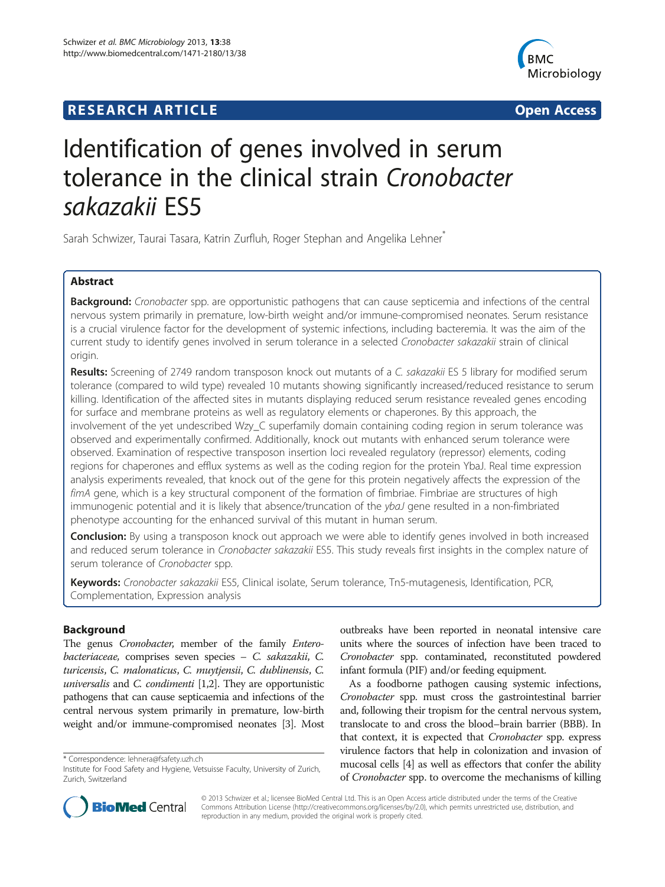RESEARCH ARTICLE Open Access

# Identification of genes involved in serum tolerance in the clinical strain *Cronobacter sakazakii* ES5

Sarah Schwizer, Taurai Tasara, Katrin Zurfluh, Roger Stephan and Angelika Lehner*

## Abstract

**Background:** *Cronobacter* spp. are opportunistic pathogens that can cause septicemia and infections of the central nervous system primarily in premature, low-birth weight and/or immune-compromised neonates. Serum resistance is a crucial virulence factor for the development of systemic infections, including bacteremia. It was the aim of the current study to identify genes involved in serum tolerance in a selected *Cronobacter sakazakii* strain of clinical origin.

**Results:** Screening of 2749 random transposon knock out mutants of a *C. sakazakii* ES 5 library for modified serum tolerance (compared to wild type) revealed 10 mutants showing significantly increased/reduced resistance to serum killing. Identification of the affected sites in mutants displaying reduced serum resistance revealed genes encoding for surface and membrane proteins as well as regulatory elements or chaperones. By this approach, the involvement of the yet undescribed Wzy_C superfamily domain containing coding region in serum tolerance was observed and experimentally confirmed. Additionally, knock out mutants with enhanced serum tolerance were observed. Examination of respective transposon insertion loci revealed regulatory (repressor) elements, coding regions for chaperones and efflux systems as well as the coding region for the protein YbaJ. Real time expression analysis experiments revealed, that knock out of the gene for this protein negatively affects the expression of the *fimA* gene, which is a key structural component of the formation of fimbriae. Fimbriae are structures of high immunogenic potential and it is likely that absence/truncation of the *ybaJ* gene resulted in a non-fimbriated phenotype accounting for the enhanced survival of this mutant in human serum.

**Conclusion:** By using a transposon knock out approach we were able to identify genes involved in both increased and reduced serum tolerance in *Cronobacter sakazakii* ES5. This study reveals first insights in the complex nature of serum tolerance of *Cronobacter* spp.

**Keywords:** *Cronobacter sakazakii* ES5, Clinical isolate, Serum tolerance, Tn5-mutagenesis, Identification, PCR, Complementation, Expression analysis

## Background

The genus *Cronobacter*, member of the family *Enterobacteriaceae*, comprises seven species – *C. sakazakii*, *C. turicensis*, *C. malonaticus*, *C. muytjensii*, *C. dublinensis*, *C. universalis* and *C. condimenti* [1,2]. They are opportunistic pathogens that can cause septicaemia and infections of the central nervous system primarily in premature, low-birth weight and/or immune-compromised neonates [3]. Most outbreaks have been reported in neonatal intensive care units where the sources of infection have been traced to *Cronobacter* spp. contaminated, reconstituted powdered infant formula (PIF) and/or feeding equipment.

As a foodborne pathogen causing systemic infections, *Cronobacter* spp. must cross the gastrointestinal barrier and, following their tropism for the central nervous system, translocate to and cross the blood–brain barrier (BBB). In that context, it is expected that *Cronobacter* spp. express virulence factors that help in colonization and invasion of mucosal cells [4] as well as effectors that confer the ability of *Cronobacter* spp. to overcome the mechanisms of killing

* Correspondence: lehnera@fsafety.uzh.ch
Institute for Food Safety and Hygiene, Vetsuisse Faculty, University of Zurich, Zurich, Switzerland

© 2013 Schwizer et al.; licensee BioMed Central Ltd. This is an Open Access article distributed under the terms of the Creative Commons Attribution License (http://creativecommons.org/licenses/by/2.0), which permits unrestricted use, distribution, and reproduction in any medium, provided the original work is properly cited.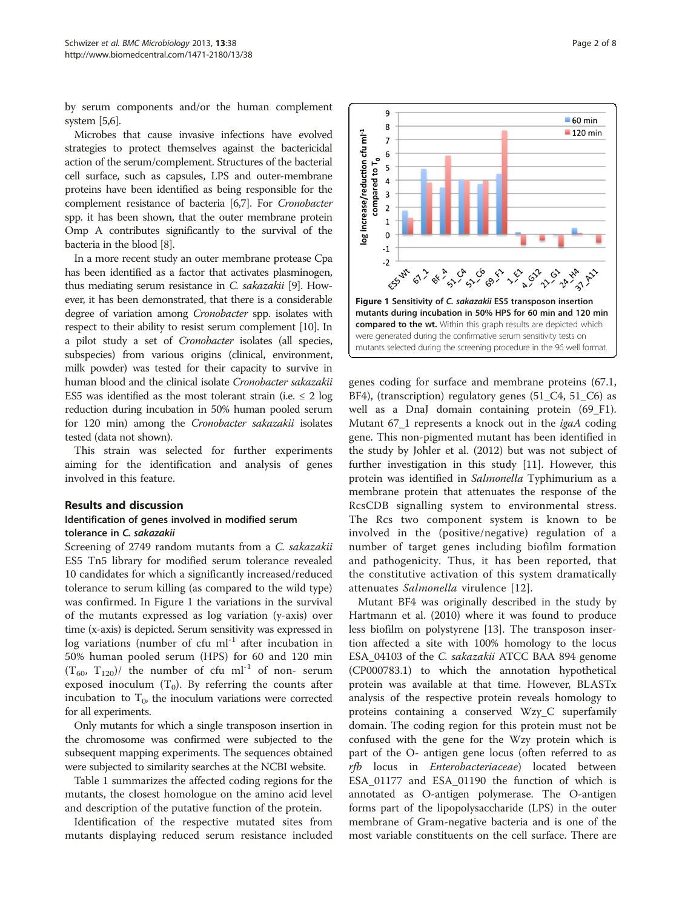by serum components and/or the human complement system [5,6].

Microbes that cause invasive infections have evolved strategies to protect themselves against the bactericidal action of the serum/complement. Structures of the bacterial cell surface, such as capsules, LPS and outer-membrane proteins have been identified as being responsible for the complement resistance of bacteria [6,7]. For *Cronobacter* spp. it has been shown, that the outer membrane protein Omp A contributes significantly to the survival of the bacteria in the blood [8].

In a more recent study an outer membrane protease Cpa has been identified as a factor that activates plasminogen, thus mediating serum resistance in *C. sakazakii* [9]. However, it has been demonstrated, that there is a considerable degree of variation among *Cronobacter* spp. isolates with respect to their ability to resist serum complement [10]. In a pilot study a set of *Cronobacter* isolates (all species, subspecies) from various origins (clinical, environment, milk powder) was tested for their capacity to survive in human blood and the clinical isolate *Cronobacter sakazakii* ES5 was identified as the most tolerant strain (i.e. ≤ 2 log reduction during incubation in 50% human pooled serum for 120 min) among the *Cronobacter sakazakii* isolates tested (data not shown).

This strain was selected for further experiments aiming for the identification and analysis of genes involved in this feature.

## Results and discussion

### Identification of genes involved in modified serum tolerance in *C. sakazakii*

Screening of 2749 random mutants from a *C. sakazakii* ES5 Tn5 library for modified serum tolerance revealed 10 candidates for which a significantly increased/reduced tolerance to serum killing (as compared to the wild type) was confirmed. In Figure 1 the variations in the survival of the mutants expressed as log variation (y-axis) over time (x-axis) is depicted. Serum sensitivity was expressed in log variations (number of cfu ml$^{-1}$ after incubation in 50% human pooled serum (HPS) for 60 and 120 min ($T_{60}$, $T_{120}$)/ the number of cfu ml$^{-1}$ of non- serum exposed inoculum ($T_0$). By referring the counts after incubation to $T_0$, the inoculum variations were corrected for all experiments.

Only mutants for which a single transposon insertion in the chromosome was confirmed were subjected to the subsequent mapping experiments. The sequences obtained were subjected to similarity searches at the NCBI website.

Table 1 summarizes the affected coding regions for the mutants, the closest homologue on the amino acid level and description of the putative function of the protein.

Identification of the respective mutated sites from mutants displaying reduced serum resistance included genes coding for surface and membrane proteins (67.1, BF4), (transcription) regulatory genes (51_C4, 51_C6) as well as a DnaJ domain containing protein (69_F1). Mutant 67_1 represents a knock out in the *igaA* coding gene. This non-pigmented mutant has been identified in the study by Johler et al. (2012) but was not subject of further investigation in this study [11]. However, this protein was identified in *Salmonella* Typhimurium as a membrane protein that attenuates the response of the RcsCDB signalling system to environmental stress. The Rcs two component system is known to be involved in the (positive/negative) regulation of a number of target genes including biofilm formation and pathogenicity. Thus, it has been reported, that the constitutive activation of this system dramatically attenuates *Salmonella* virulence [12].

**Figure 1 Sensitivity of *C. sakazakii* ES5 transposon insertion mutants during incubation in 50% HPS for 60 min and 120 min compared to the wt.** Within this graph results are depicted which were generated during the confirmative serum sensitivity tests on mutants selected during the screening procedure in the 96 well format.

Mutant BF4 was originally described in the study by Hartmann et al. (2010) where it was found to produce less biofilm on polystyrene [13]. The transposon insertion affected a site with 100% homology to the locus ESA_04103 of the *C. sakazakii* ATCC BAA 894 genome (CP000783.1) to which the annotation hypothetical protein was available at that time. However, BLASTx analysis of the respective protein reveals homology to proteins containing a conserved Wzy_C superfamily domain. The coding region for this protein must not be confused with the gene for the Wzy protein which is part of the O- antigen gene locus (often referred to as *rfb* locus in *Enterobacteriaceae*) located between ESA_01177 and ESA_01190 the function of which is annotated as O-antigen polymerase. The O-antigen forms part of the lipopolysaccharide (LPS) in the outer membrane of Gram-negative bacteria and is one of the most variable constituents on the cell surface. There are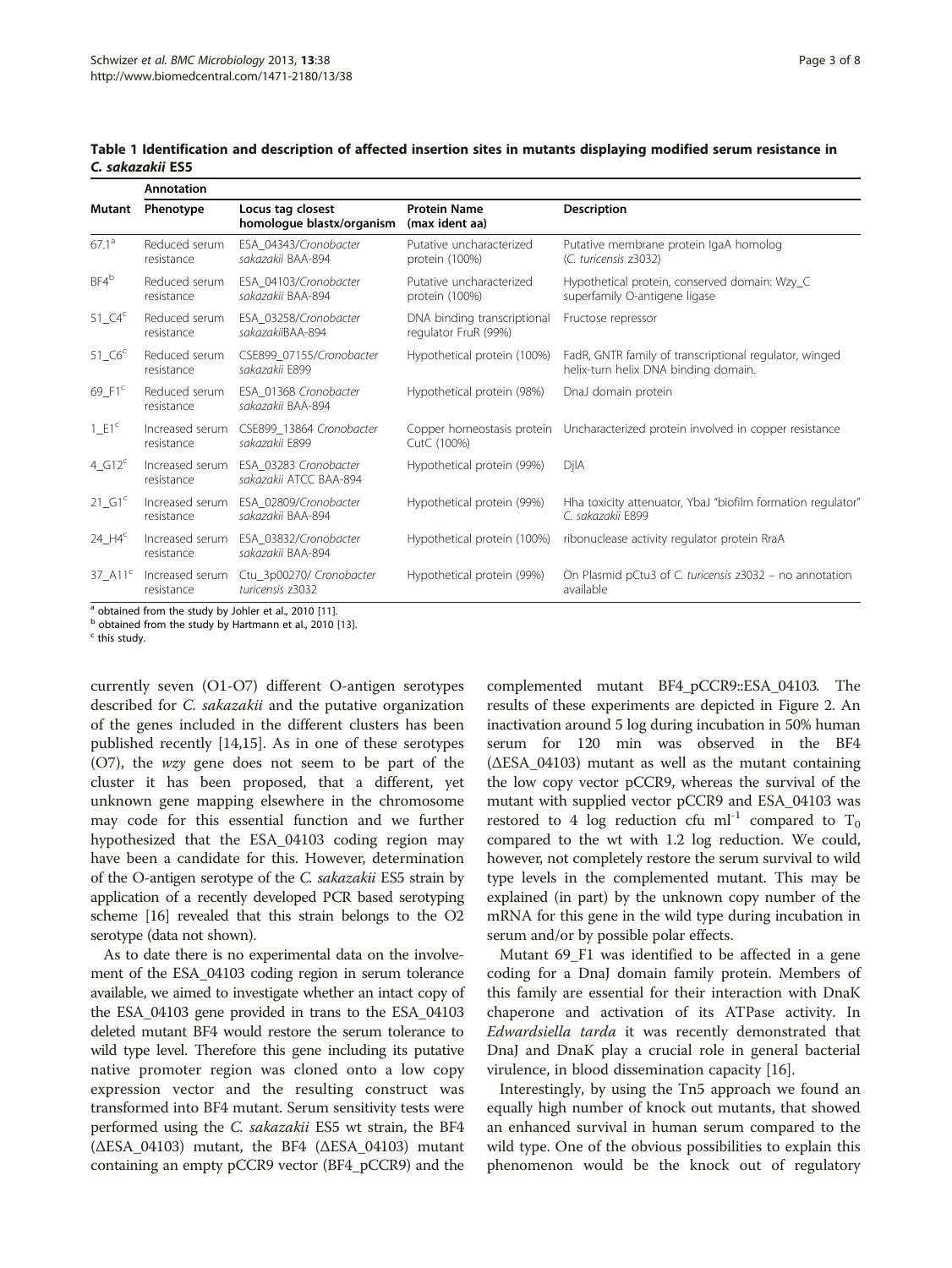**Table 1 Identification and description of affected insertion sites in mutants displaying modified serum resistance in *C. sakazakii* ES5**

| Mutant | Annotation | | | |
|---|---|---|---|---|
| | Phenotype | Locus tag closest homologue blastx/organism | Protein Name (max ident aa) | Description |
| 67.1[a] | Reduced serum resistance | ESA_04343/*Cronobacter sakazakii* BAA-894 | Putative uncharacterized protein (100%) | Putative membrane protein IgaA homolog (*C. turicensis* z3032) |
| BF4[b] | Reduced serum resistance | ESA_04103/*Cronobacter sakazakii* BAA-894 | Putative uncharacterized protein (100%) | Hypothetical protein, conserved domain: Wzy_C superfamily O-antigene ligase |
| 51_C4[c] | Reduced serum resistance | ESA_03258/*Cronobacter sakazakii*BAA-894 | DNA binding transcriptional regulator FruR (99%) | Fructose repressor |
| 51_C6[c] | Reduced serum resistance | CSE899_07155/*Cronobacter sakazakii* E899 | Hypothetical protein (100%) | FadR, GNTR family of transcriptional regulator, winged helix-turn helix DNA binding domain. |
| 69_F1[c] | Reduced serum resistance | ESA_01368 *Cronobacter sakazakii* BAA-894 | Hypothetical protein (98%) | DnaJ domain protein |
| 1_E1[c] | Increased serum resistance | CSE899_13864 *Cronobacter sakazakii* E899 | Copper homeostasis protein CutC (100%) | Uncharacterized protein involved in copper resistance |
| 4_G12[c] | Increased serum resistance | ESA_03283 *Cronobacter sakazakii* ATCC BAA-894 | Hypothetical protein (99%) | DjlA |
| 21_G1[c] | Increased serum resistance | ESA_02809/*Cronobacter sakazakii* BAA-894 | Hypothetical protein (99%) | Hha toxicity attenuator, YbaJ "biofilm formation regulator" *C. sakazakii* E899 |
| 24_H4[c] | Increased serum resistance | ESA_03832/*Cronobacter sakazakii* BAA-894 | Hypothetical protein (100%) | ribonuclease activity regulator protein RraA |
| 37_A11[c] | Increased serum resistance | Ctu_3p00270/ *Cronobacter turicensis* z3032 | Hypothetical protein (99%) | On Plasmid pCtu3 of *C. turicensis* z3032 – no annotation available |

[a] obtained from the study by Johler et al., 2010 [11].
[b] obtained from the study by Hartmann et al., 2010 [13].
[c] this study.

currently seven (O1-O7) different O-antigen serotypes described for *C. sakazakii* and the putative organization of the genes included in the different clusters has been published recently [14,15]. As in one of these serotypes (O7), the *wzy* gene does not seem to be part of the cluster it has been proposed, that a different, yet unknown gene mapping elsewhere in the chromosome may code for this essential function and we further hypothesized that the ESA_04103 coding region may have been a candidate for this. However, determination of the O-antigen serotype of the *C. sakazakii* ES5 strain by application of a recently developed PCR based serotyping scheme [16] revealed that this strain belongs to the O2 serotype (data not shown).

As to date there is no experimental data on the involvement of the ESA_04103 coding region in serum tolerance available, we aimed to investigate whether an intact copy of the ESA_04103 gene provided in trans to the ESA_04103 deleted mutant BF4 would restore the serum tolerance to wild type level. Therefore this gene including its putative native promoter region was cloned onto a low copy expression vector and the resulting construct was transformed into BF4 mutant. Serum sensitivity tests were performed using the *C. sakazakii* ES5 wt strain, the BF4 (ΔESA_04103) mutant, the BF4 (ΔESA_04103) mutant containing an empty pCCR9 vector (BF4_pCCR9) and the complemented mutant BF4_pCCR9::ESA_04103. The results of these experiments are depicted in Figure 2. An inactivation around 5 log during incubation in 50% human serum for 120 min was observed in the BF4 (ΔESA_04103) mutant as well as the mutant containing the low copy vector pCCR9, whereas the survival of the mutant with supplied vector pCCR9 and ESA_04103 was restored to 4 log reduction cfu $ml^{-1}$ compared to $T_0$ compared to the wt with 1.2 log reduction. We could, however, not completely restore the serum survival to wild type levels in the complemented mutant. This may be explained (in part) by the unknown copy number of the mRNA for this gene in the wild type during incubation in serum and/or by possible polar effects.

Mutant 69_F1 was identified to be affected in a gene coding for a DnaJ domain family protein. Members of this family are essential for their interaction with DnaK chaperone and activation of its ATPase activity. In *Edwardsiella tarda* it was recently demonstrated that DnaJ and DnaK play a crucial role in general bacterial virulence, in blood dissemination capacity [16].

Interestingly, by using the Tn5 approach we found an equally high number of knock out mutants, that showed an enhanced survival in human serum compared to the wild type. One of the obvious possibilities to explain this phenomenon would be the knock out of regulatory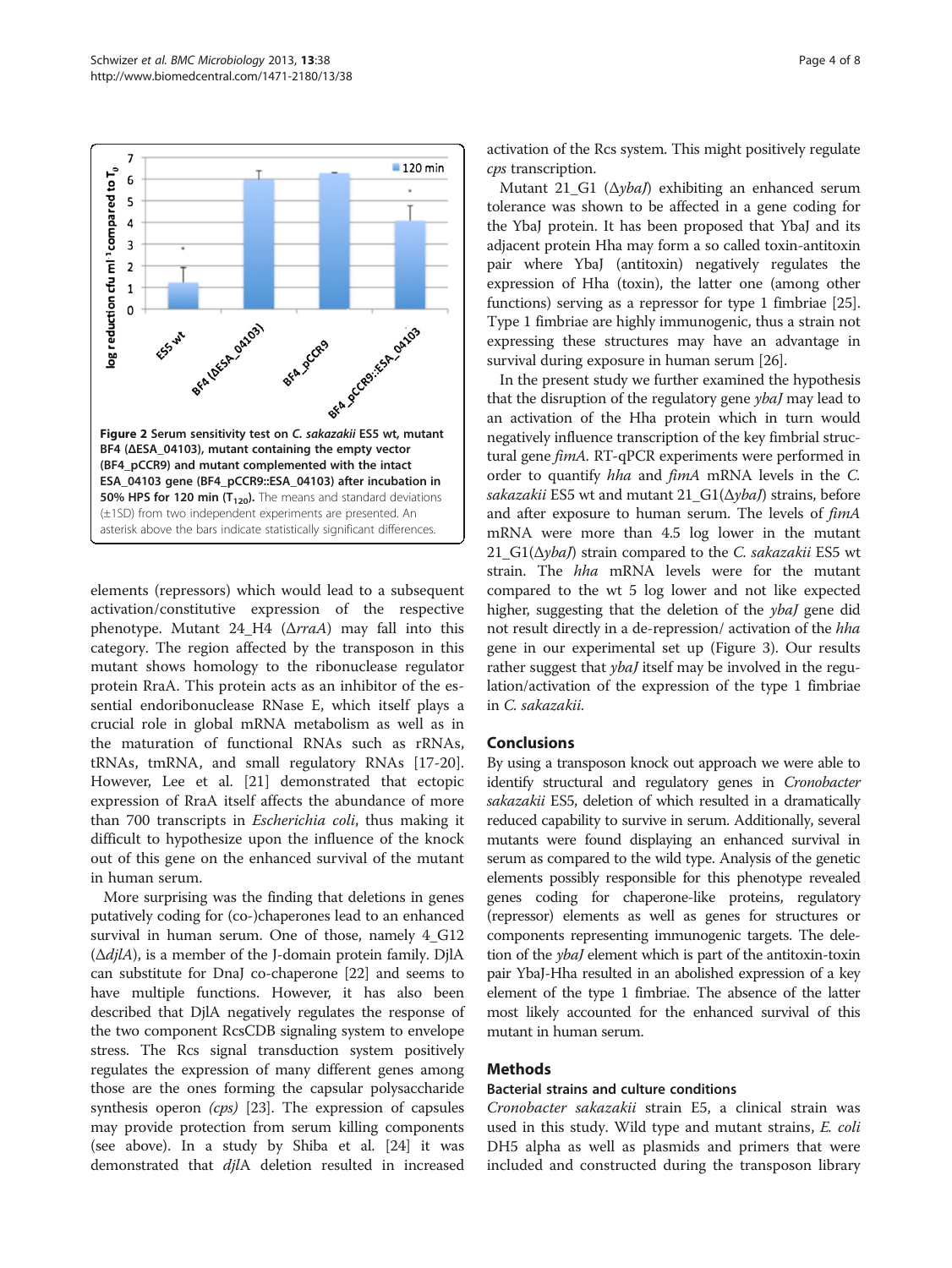**Figure 2 Serum sensitivity test on *C. sakazakii* ES5 wt, mutant BF4 (ΔESA_04103), mutant containing the empty vector (BF4_pCCR9) and mutant complemented with the intact ESA_04103 gene (BF4_pCCR9::ESA_04103) after incubation in 50% HPS for 120 min ($T_{120}$).** The means and standard deviations (±1SD) from two independent experiments are presented. An asterisk above the bars indicate statistically significant differences.

elements (repressors) which would lead to a subsequent activation/constitutive expression of the respective phenotype. Mutant 24_H4 (Δ*rraA*) may fall into this category. The region affected by the transposon in this mutant shows homology to the ribonuclease regulator protein RraA. This protein acts as an inhibitor of the essential endoribonuclease RNase E, which itself plays a crucial role in global mRNA metabolism as well as in the maturation of functional RNAs such as rRNAs, tRNAs, tmRNA, and small regulatory RNAs [17-20]. However, Lee et al. [21] demonstrated that ectopic expression of RraA itself affects the abundance of more than 700 transcripts in *Escherichia coli*, thus making it difficult to hypothesize upon the influence of the knock out of this gene on the enhanced survival of the mutant in human serum.

More surprising was the finding that deletions in genes putatively coding for (co-)chaperones lead to an enhanced survival in human serum. One of those, namely 4_G12 (Δ*djlA*), is a member of the J-domain protein family. DjlA can substitute for DnaJ co-chaperone [22] and seems to have multiple functions. However, it has also been described that DjlA negatively regulates the response of the two component RcsCDB signaling system to envelope stress. The Rcs signal transduction system positively regulates the expression of many different genes among those are the ones forming the capsular polysaccharide synthesis operon *(cps)* [23]. The expression of capsules may provide protection from serum killing components (see above). In a study by Shiba et al. [24] it was demonstrated that *djl*A deletion resulted in increased activation of the Rcs system. This might positively regulate *cps* transcription.

Mutant 21_G1 (Δ*ybaJ*) exhibiting an enhanced serum tolerance was shown to be affected in a gene coding for the YbaJ protein. It has been proposed that YbaJ and its adjacent protein Hha may form a so called toxin-antitoxin pair where YbaJ (antitoxin) negatively regulates the expression of Hha (toxin), the latter one (among other functions) serving as a repressor for type 1 fimbriae [25]. Type 1 fimbriae are highly immunogenic, thus a strain not expressing these structures may have an advantage in survival during exposure in human serum [26].

In the present study we further examined the hypothesis that the disruption of the regulatory gene *ybaJ* may lead to an activation of the Hha protein which in turn would negatively influence transcription of the key fimbrial structural gene *fimA*. RT-qPCR experiments were performed in order to quantify *hha* and *fimA* mRNA levels in the *C. sakazakii* ES5 wt and mutant 21_G1(Δ*ybaJ*) strains, before and after exposure to human serum. The levels of *fimA* mRNA were more than 4.5 log lower in the mutant 21_G1(Δ*ybaJ*) strain compared to the *C. sakazakii* ES5 wt strain. The *hha* mRNA levels were for the mutant compared to the wt 5 log lower and not like expected higher, suggesting that the deletion of the *ybaJ* gene did not result directly in a de-repression/ activation of the *hha* gene in our experimental set up (Figure 3). Our results rather suggest that *ybaJ* itself may be involved in the regulation/activation of the expression of the type 1 fimbriae in *C. sakazakii*.

## Conclusions

By using a transposon knock out approach we were able to identify structural and regulatory genes in *Cronobacter sakazakii* ES5, deletion of which resulted in a dramatically reduced capability to survive in serum. Additionally, several mutants were found displaying an enhanced survival in serum as compared to the wild type. Analysis of the genetic elements possibly responsible for this phenotype revealed genes coding for chaperone-like proteins, regulatory (repressor) elements as well as genes for structures or components representing immunogenic targets. The deletion of the *ybaJ* element which is part of the antitoxin-toxin pair YbaJ-Hha resulted in an abolished expression of a key element of the type 1 fimbriae. The absence of the latter most likely accounted for the enhanced survival of this mutant in human serum.

## Methods

### Bacterial strains and culture conditions

*Cronobacter sakazakii* strain E5, a clinical strain was used in this study. Wild type and mutant strains, *E. coli* DH5 alpha as well as plasmids and primers that were included and constructed during the transposon library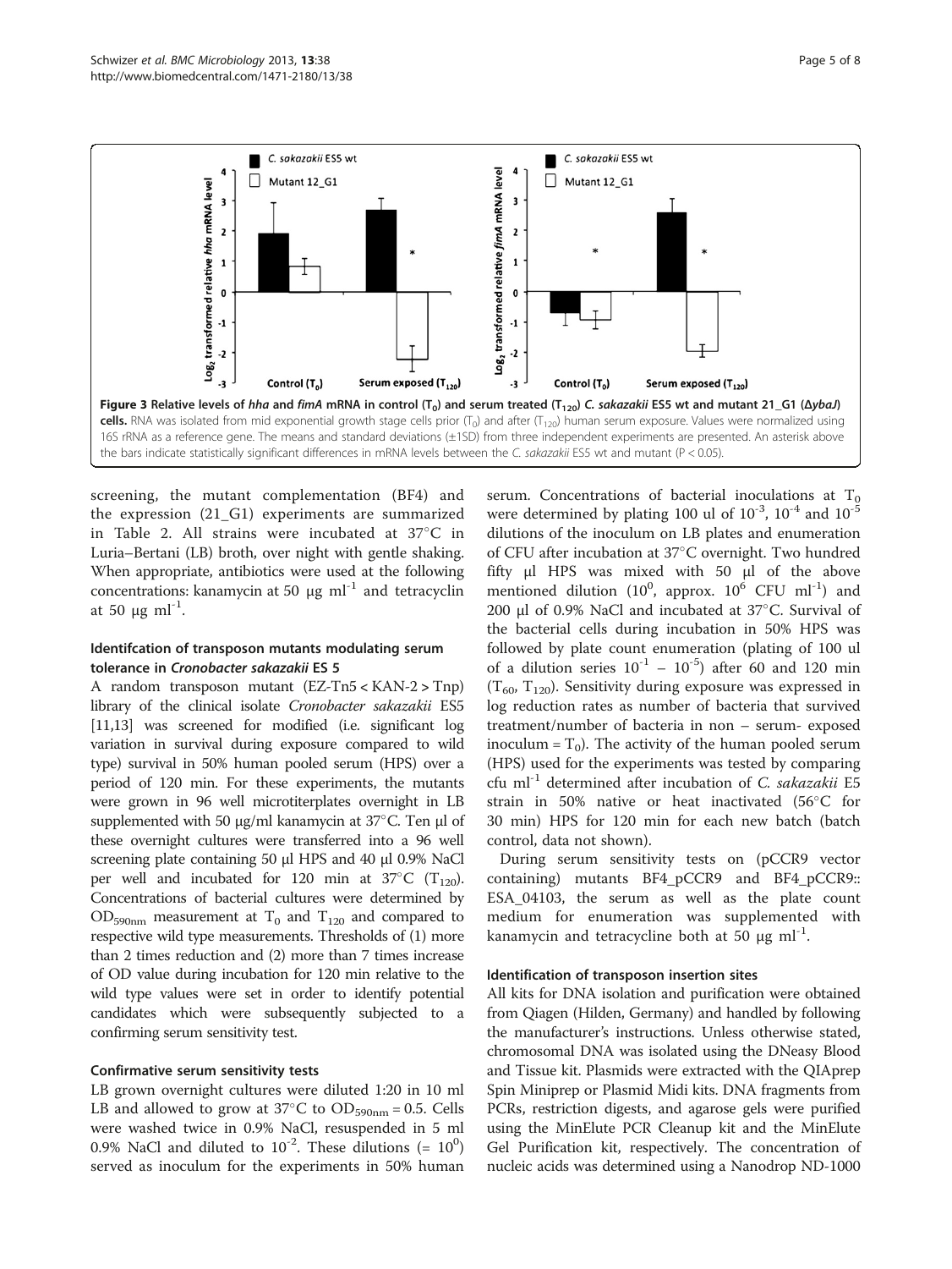Figure 3 Relative levels of *hha* and *fimA* mRNA in control ($T_0$) and serum treated ($T_{120}$) *C. sakazakii* ES5 wt and mutant 21_G1 (Δ*ybaJ*) cells. RNA was isolated from mid exponential growth stage cells prior ($T_0$) and after ($T_{120}$) human serum exposure. Values were normalized using 16S rRNA as a reference gene. The means and standard deviations (±1SD) from three independent experiments are presented. An asterisk above the bars indicate statistically significant differences in mRNA levels between the *C. sakazakii* ES5 wt and mutant ($P < 0.05$).

screening, the mutant complementation (BF4) and the expression (21_G1) experiments are summarized in Table 2. All strains were incubated at 37°C in Luria–Bertani (LB) broth, over night with gentle shaking. When appropriate, antibiotics were used at the following concentrations: kanamycin at 50 μg $ml^{-1}$ and tetracyclin at 50 μg $ml^{-1}$.

### Identifcation of transposon mutants modulating serum tolerance in *Cronobacter sakazakii* ES 5

A random transposon mutant (EZ-Tn5 < KAN-2 > Tnp) library of the clinical isolate *Cronobacter sakazakii* ES5 [11,13] was screened for modified (i.e. significant log variation in survival during exposure compared to wild type) survival in 50% human pooled serum (HPS) over a period of 120 min. For these experiments, the mutants were grown in 96 well microtiterplates overnight in LB supplemented with 50 μg/ml kanamycin at 37°C. Ten μl of these overnight cultures were transferred into a 96 well screening plate containing 50 μl HPS and 40 μl 0.9% NaCl per well and incubated for 120 min at 37°C ($T_{120}$). Concentrations of bacterial cultures were determined by $OD_{590nm}$ measurement at $T_0$ and $T_{120}$ and compared to respective wild type measurements. Thresholds of (1) more than 2 times reduction and (2) more than 7 times increase of OD value during incubation for 120 min relative to the wild type values were set in order to identify potential candidates which were subsequently subjected to a confirming serum sensitivity test.

### Confirmative serum sensitivity tests

LB grown overnight cultures were diluted 1:20 in 10 ml LB and allowed to grow at 37°C to $OD_{590nm} = 0.5$. Cells were washed twice in 0.9% NaCl, resuspended in 5 ml 0.9% NaCl and diluted to $10^{-2}$. These dilutions (= $10^0$) served as inoculum for the experiments in 50% human serum. Concentrations of bacterial inoculations at $T_0$ were determined by plating 100 ul of $10^{-3}$, $10^{-4}$ and $10^{-5}$ dilutions of the inoculum on LB plates and enumeration of CFU after incubation at 37°C overnight. Two hundred fifty μl HPS was mixed with 50 μl of the above mentioned dilution ($10^0$, approx. $10^6$ CFU $ml^{-1}$) and 200 μl of 0.9% NaCl and incubated at 37°C. Survival of the bacterial cells during incubation in 50% HPS was followed by plate count enumeration (plating of 100 ul of a dilution series $10^{-1}$ – $10^{-5}$) after 60 and 120 min ($T_{60}$, $T_{120}$). Sensitivity during exposure was expressed in log reduction rates as number of bacteria that survived treatment/number of bacteria in non – serum- exposed inoculum = $T_0$). The activity of the human pooled serum (HPS) used for the experiments was tested by comparing cfu $ml^{-1}$ determined after incubation of *C. sakazakii* E5 strain in 50% native or heat inactivated (56°C for 30 min) HPS for 120 min for each new batch (batch control, data not shown).

During serum sensitivity tests on (pCCR9 vector containing) mutants BF4_pCCR9 and BF4_pCCR9::ESA_04103, the serum as well as the plate count medium for enumeration was supplemented with kanamycin and tetracycline both at 50 μg $ml^{-1}$.

### Identification of transposon insertion sites

All kits for DNA isolation and purification were obtained from Qiagen (Hilden, Germany) and handled by following the manufacturer's instructions. Unless otherwise stated, chromosomal DNA was isolated using the DNeasy Blood and Tissue kit. Plasmids were extracted with the QIAprep Spin Miniprep or Plasmid Midi kits. DNA fragments from PCRs, restriction digests, and agarose gels were purified using the MinElute PCR Cleanup kit and the MinElute Gel Purification kit, respectively. The concentration of nucleic acids was determined using a Nanodrop ND-1000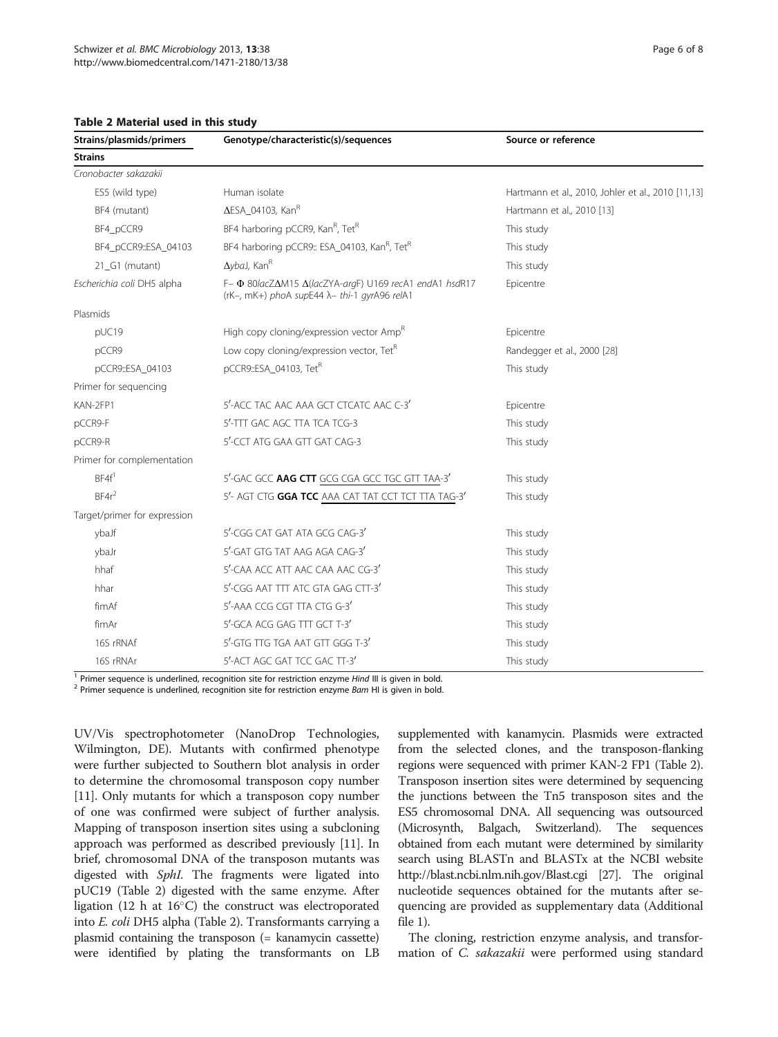**Table 2 Material used in this study**

| Strains/plasmids/primers | Genotype/characteristic(s)/sequences | Source or reference |
|---|---|---|
| **Strains** | | |
| *Cronobacter sakazakii* | | |
| ES5 (wild type) | Human isolate | Hartmann et al., 2010, Johler et al., 2010 [11,13] |
| BF4 (mutant) | ΔESA_04103, Kan$^R$ | Hartmann et al., 2010 [13] |
| BF4_pCCR9 | BF4 harboring pCCR9, Kan$^R$, Tet$^R$ | This study |
| BF4_pCCR9::ESA_04103 | BF4 harboring pCCR9:: ESA_04103, Kan$^R$, Tet$^R$ | This study |
| 21_G1 (mutant) | Δ*ybaJ*, Kan$^R$ | This study |
| *Escherichia coli* DH5 alpha | F– Φ 80*lac*ZΔM15 Δ(*lac*ZYA-*arg*F) U169 *rec*A1 *end*A1 *hsd*R17 (rK–, mK+) *pho*A *sup*E44 λ– *thi*-1 *gyr*A96 *rel*A1 | Epicentre |
| Plasmids | | |
| pUC19 | High copy cloning/expression vector Amp$^R$ | Epicentre |
| pCCR9 | Low copy cloning/expression vector, Tet$^R$ | Randegger et al., 2000 [28] |
| pCCR9::ESA_04103 | pCCR9::ESA_04103, Tet$^R$ | This study |
| Primer for sequencing | | |
| KAN-2FP1 | 5′-ACC TAC AAC AAA GCT CTCATC AAC C-3′ | Epicentre |
| pCCR9-F | 5′-TTT GAC AGC TTA TCA TCG-3 | This study |
| pCCR9-R | 5′-CCT ATG GAA GTT GAT CAG-3 | This study |
| Primer for complementation | | |
| BF4f[1] | 5′-GAC GCC **AAG CTT** GCG CGA GCC TGC GTT TAA-3′ | This study |
| BF4r[2] | 5′- AGT CTG **GGA TCC** AAA CAT TAT CCT TCT TTA TAG-3′ | This study |
| Target/primer for expression | | |
| ybaJf | 5′-CGG CAT GAT ATA GCG CAG-3′ | This study |
| ybaJr | 5′-GAT GTG TAT AAG AGA CAG-3′ | This study |
| hhaf | 5′-CAA ACC ATT AAC CAA AAC CG-3′ | This study |
| hhar | 5′-CGG AAT TTT ATC GTA GAG CTT-3′ | This study |
| fimAf | 5′-AAA CCG CGT TTA CTG G-3′ | This study |
| fimAr | 5′-GCA ACG GAG TTT GCT T-3′ | This study |
| 16S rRNAf | 5′-GTG TTG TGA AAT GTT GGG T-3′ | This study |
| 16S rRNAr | 5′-ACT AGC GAT TCC GAC TT-3′ | This study |

[1] Primer sequence is underlined, recognition site for restriction enzyme *Hind* III is given in bold.
[2] Primer sequence is underlined, recognition site for restriction enzyme *Bam* HI is given in bold.

UV/Vis spectrophotometer (NanoDrop Technologies, Wilmington, DE). Mutants with confirmed phenotype were further subjected to Southern blot analysis in order to determine the chromosomal transposon copy number [11]. Only mutants for which a transposon copy number of one was confirmed were subject of further analysis. Mapping of transposon insertion sites using a subcloning approach was performed as described previously [11]. In brief, chromosomal DNA of the transposon mutants was digested with *SphI*. The fragments were ligated into pUC19 (Table 2) digested with the same enzyme. After ligation (12 h at 16°C) the construct was electroporated into *E. coli* DH5 alpha (Table 2). Transformants carrying a plasmid containing the transposon (= kanamycin cassette) were identified by plating the transformants on LB supplemented with kanamycin. Plasmids were extracted from the selected clones, and the transposon-flanking regions were sequenced with primer KAN-2 FP1 (Table 2). Transposon insertion sites were determined by sequencing the junctions between the Tn5 transposon sites and the ES5 chromosomal DNA. All sequencing was outsourced (Microsynth, Balgach, Switzerland). The sequences obtained from each mutant were determined by similarity search using BLASTn and BLASTx at the NCBI website http://blast.ncbi.nlm.nih.gov/Blast.cgi [27]. The original nucleotide sequences obtained for the mutants after sequencing are provided as supplementary data (Additional file 1).

The cloning, restriction enzyme analysis, and transformation of *C. sakazakii* were performed using standard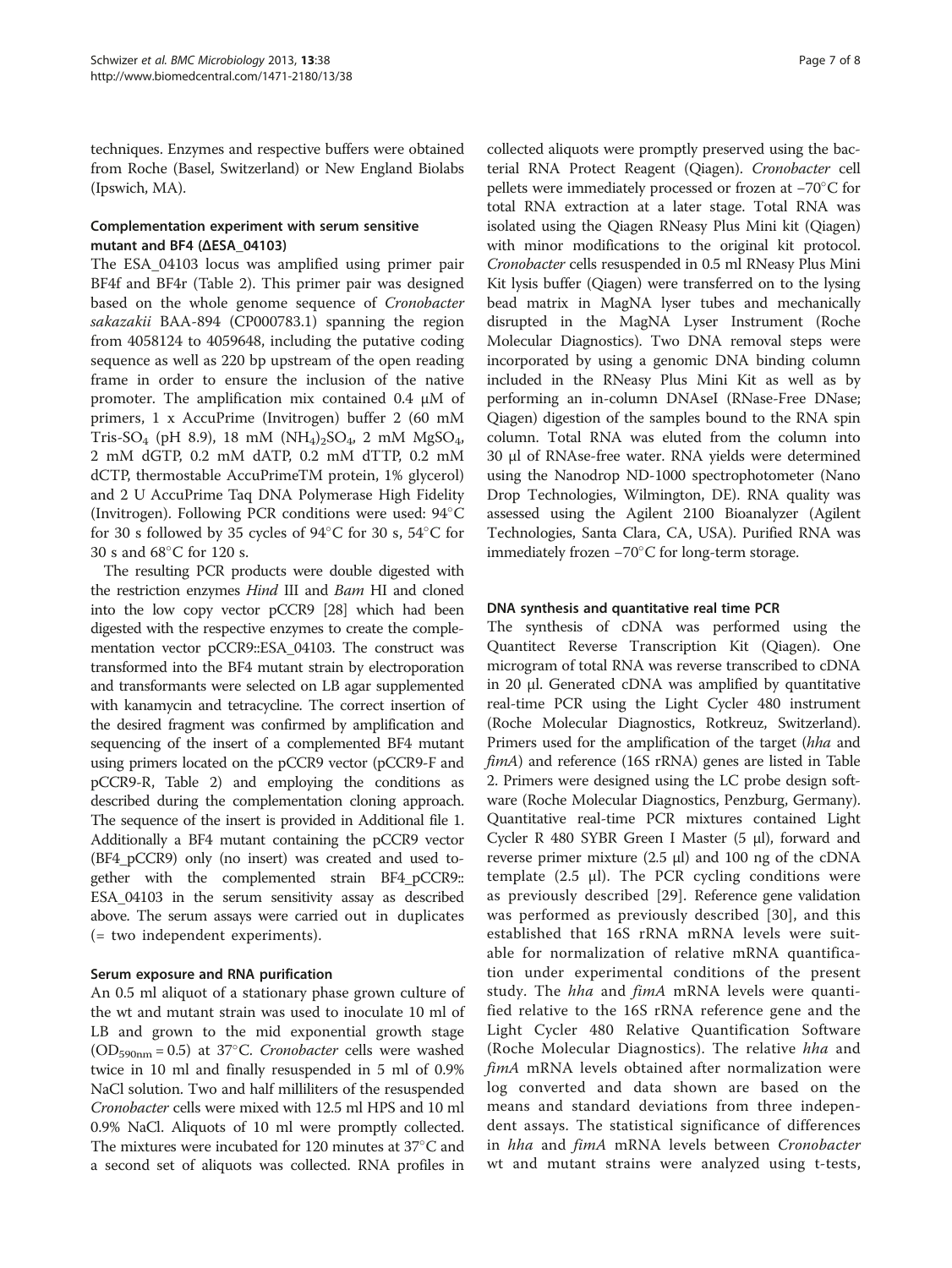techniques. Enzymes and respective buffers were obtained from Roche (Basel, Switzerland) or New England Biolabs (Ipswich, MA).

### Complementation experiment with serum sensitive mutant and BF4 (ΔESA_04103)

The ESA_04103 locus was amplified using primer pair BF4f and BF4r (Table 2). This primer pair was designed based on the whole genome sequence of *Cronobacter sakazakii* BAA-894 (CP000783.1) spanning the region from 4058124 to 4059648, including the putative coding sequence as well as 220 bp upstream of the open reading frame in order to ensure the inclusion of the native promoter. The amplification mix contained 0.4 μM of primers, 1 x AccuPrime (Invitrogen) buffer 2 (60 mM Tris-$SO_4$ (pH 8.9), 18 mM $(NH_4)_2SO_4$, 2 mM $MgSO_4$, 2 mM dGTP, 0.2 mM dATP, 0.2 mM dTTP, 0.2 mM dCTP, thermostable AccuPrimeTM protein, 1% glycerol) and 2 U AccuPrime Taq DNA Polymerase High Fidelity (Invitrogen). Following PCR conditions were used: 94°C for 30 s followed by 35 cycles of 94°C for 30 s, 54°C for 30 s and 68°C for 120 s.

The resulting PCR products were double digested with the restriction enzymes *Hind* III and *Bam* HI and cloned into the low copy vector pCCR9 [28] which had been digested with the respective enzymes to create the complementation vector pCCR9::ESA_04103. The construct was transformed into the BF4 mutant strain by electroporation and transformants were selected on LB agar supplemented with kanamycin and tetracycline. The correct insertion of the desired fragment was confirmed by amplification and sequencing of the insert of a complemented BF4 mutant using primers located on the pCCR9 vector (pCCR9-F and pCCR9-R, Table 2) and employing the conditions as described during the complementation cloning approach. The sequence of the insert is provided in Additional file 1. Additionally a BF4 mutant containing the pCCR9 vector (BF4_pCCR9) only (no insert) was created and used together with the complemented strain BF4_pCCR9::ESA_04103 in the serum sensitivity assay as described above. The serum assays were carried out in duplicates (= two independent experiments).

### Serum exposure and RNA purification

An 0.5 ml aliquot of a stationary phase grown culture of the wt and mutant strain was used to inoculate 10 ml of LB and grown to the mid exponential growth stage ($OD_{590nm}$ = 0.5) at 37°C. *Cronobacter* cells were washed twice in 10 ml and finally resuspended in 5 ml of 0.9% NaCl solution. Two and half milliliters of the resuspended *Cronobacter* cells were mixed with 12.5 ml HPS and 10 ml 0.9% NaCl. Aliquots of 10 ml were promptly collected. The mixtures were incubated for 120 minutes at 37°C and a second set of aliquots was collected. RNA profiles in collected aliquots were promptly preserved using the bacterial RNA Protect Reagent (Qiagen). *Cronobacter* cell pellets were immediately processed or frozen at −70°C for total RNA extraction at a later stage. Total RNA was isolated using the Qiagen RNeasy Plus Mini kit (Qiagen) with minor modifications to the original kit protocol. *Cronobacter* cells resuspended in 0.5 ml RNeasy Plus Mini Kit lysis buffer (Qiagen) were transferred on to the lysing bead matrix in MagNA lyser tubes and mechanically disrupted in the MagNA Lyser Instrument (Roche Molecular Diagnostics). Two DNA removal steps were incorporated by using a genomic DNA binding column included in the RNeasy Plus Mini Kit as well as by performing an in-column DNAseI (RNase-Free DNase; Qiagen) digestion of the samples bound to the RNA spin column. Total RNA was eluted from the column into 30 μl of RNAse-free water. RNA yields were determined using the Nanodrop ND-1000 spectrophotometer (Nano Drop Technologies, Wilmington, DE). RNA quality was assessed using the Agilent 2100 Bioanalyzer (Agilent Technologies, Santa Clara, CA, USA). Purified RNA was immediately frozen −70°C for long-term storage.

### DNA synthesis and quantitative real time PCR

The synthesis of cDNA was performed using the Quantitect Reverse Transcription Kit (Qiagen). One microgram of total RNA was reverse transcribed to cDNA in 20 μl. Generated cDNA was amplified by quantitative real-time PCR using the Light Cycler 480 instrument (Roche Molecular Diagnostics, Rotkreuz, Switzerland). Primers used for the amplification of the target (*hha* and *fimA*) and reference (16S rRNA) genes are listed in Table 2. Primers were designed using the LC probe design software (Roche Molecular Diagnostics, Penzburg, Germany). Quantitative real-time PCR mixtures contained Light Cycler R 480 SYBR Green I Master (5 μl), forward and reverse primer mixture (2.5 μl) and 100 ng of the cDNA template (2.5 μl). The PCR cycling conditions were as previously described [29]. Reference gene validation was performed as previously described [30], and this established that 16S rRNA mRNA levels were suitable for normalization of relative mRNA quantification under experimental conditions of the present study. The *hha* and *fimA* mRNA levels were quantified relative to the 16S rRNA reference gene and the Light Cycler 480 Relative Quantification Software (Roche Molecular Diagnostics). The relative *hha* and *fimA* mRNA levels obtained after normalization were log converted and data shown are based on the means and standard deviations from three independent assays. The statistical significance of differences in *hha* and *fimA* mRNA levels between *Cronobacter* wt and mutant strains were analyzed using t-tests,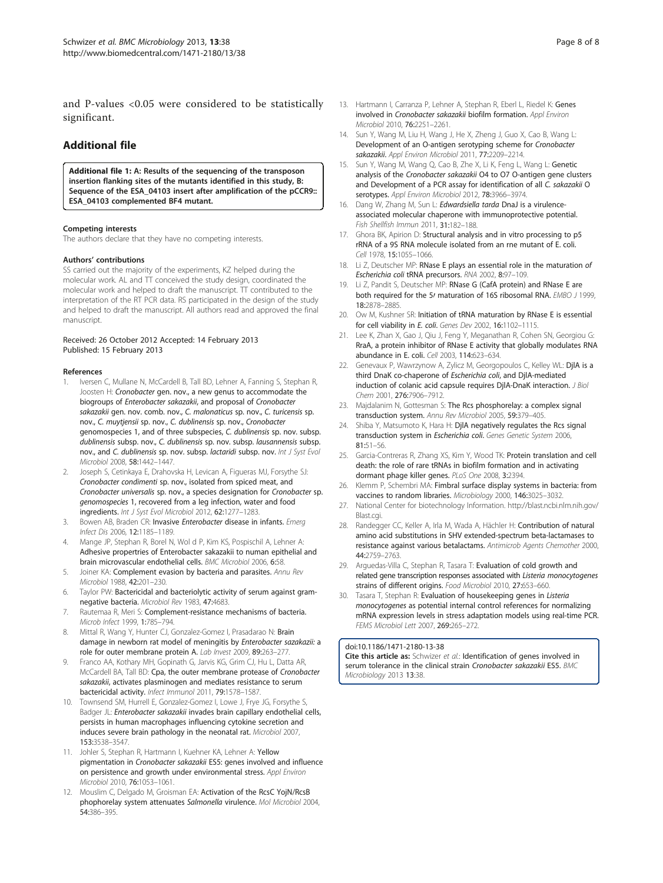and P-values <0.05 were considered to be statistically significant.

## Additional file

**Additional file 1: A: Results of the sequencing of the transposon insertion flanking sites of the mutants identified in this study, B: Sequence of the ESA_04103 insert after amplification of the pCCR9:: ESA_04103 complemented BF4 mutant.**

#### Competing interests

The authors declare that they have no competing interests.

#### Authors' contributions

SS carried out the majority of the experiments, KZ helped during the molecular work. AL and TT conceived the study design, coordinated the molecular work and helped to draft the manuscript. TT contributed to the interpretation of the RT PCR data. RS participated in the design of the study and helped to draft the manuscript. All authors read and approved the final manuscript.

Received: 26 October 2012 Accepted: 14 February 2013
Published: 15 February 2013

#### References

1. Iversen C, Mullane N, McCardell B, Tall BD, Lehner A, Fanning S, Stephan R, Joosten H: *Cronobacter* gen. nov., a new genus to accommodate the biogroups of *Enterobacter sakazakii*, and proposal of *Cronobacter sakazakii* gen. nov. comb. nov., *C. malonaticus* sp. nov., *C. turicensis* sp. nov., *C. muytjensii* sp. nov., *C. dublinensis* sp. nov., *Cronobacter* genomospecies 1, and of three subspecies, *C. dublinensis* sp. nov. subsp. *dublinensis* subsp. nov., *C. dublinensis* sp. nov. subsp. *lausannensis* subsp. nov., and *C. dublinensis* sp. nov. subsp. *lactaridi* subsp. nov. *Int J Syst Evol Microbiol* 2008, **58**:1442–1447.
2. Joseph S, Cetinkaya E, Drahovska H, Levican A, Figueras MJ, Forsythe SJ: *Cronobacter condimenti* sp. nov., isolated from spiced meat, and *Cronobacter universalis* sp. nov., a species designation for *Cronobacter* sp. *genomospecies* 1, recovered from a leg infection, water and food ingredients. *Int J Syst Evol Microbiol* 2012, **62**:1277–1283.
3. Bowen AB, Braden CR: Invasive *Enterobacter* disease in infants. *Emerg Infect Dis* 2006, **12**:1185–1189.
4. Mange JP, Stephan R, Borel N, Wol d P, Kim KS, Pospischil A, Lehner A: Adhesive propertries of Enterobacter sakazakii to numan epithelial and brain microvascular endothelial cells. *BMC Microbiol* 2006, **6**:58.
5. Joiner KA: Complement evasion by bacteria and parasites. *Annu Rev Microbiol* 1988, **42**:201–230.
6. Taylor PW: Bactericidal and bacteriolytic activity of serum against gram-negative bacteria. *Microbiol Rev* 1983, **47**:4683.
7. Rautemaa R, Meri S: Complement-resistance mechanisms of bacteria. *Microb Infect* 1999, **1**:785–794.
8. Mittal R, Wang Y, Hunter CJ, Gonzalez-Gomez I, Prasadarao N: Brain damage in newborn rat model of meningitis by *Enterobacter sazakazii:* a role for outer membrane protein A. *Lab Invest* 2009, **89**:263–277.
9. Franco AA, Kothary MH, Gopinath G, Jarvis KG, Grim CJ, Hu L, Datta AR, McCardell BA, Tall BD: Cpa, the outer membrane protease of *Cronobacter sakazakii*, activates plasminogen and mediates resistance to serum bactericidal activity. *Infect Immunol* 2011, **79**:1578–1587.
10. Townsend SM, Hurrell E, Gonzalez-Gomez I, Lowe J, Frye JG, Forsythe S, Badger JL: *Enterobacter sakazakii* invades brain capillary endothelial cells, persists in human macrophages influencing cytokine secretion and induces severe brain pathology in the neonatal rat. *Microbiol* 2007, **153**:3538–3547.
11. Johler S, Stephan R, Hartmann I, Kuehner KA, Lehner A: Yellow pigmentation in *Cronobacter sakazakii* ES5: genes involved and influence on persistence and growth under environmental stress. *Appl Environ Microbiol* 2010, **76**:1053–1061.
12. Mouslim C, Delgado M, Groisman EA: Activation of the RcsC YojN/RcsB phophorelay system attenuates *Salmonella* virulence. *Mol Microbiol* 2004, **54**:386–395.
13. Hartmann I, Carranza P, Lehner A, Stephan R, Eberl L, Riedel K: Genes involved in *Cronobacter sakazakii* biofilm formation. *Appl Environ Microbiol* 2010, **76**:2251–2261.
14. Sun Y, Wang M, Liu H, Wang J, He X, Zheng J, Guo X, Cao B, Wang L: Development of an O-antigen serotyping scheme for *Cronobacter sakazakii*. *Appl Environ Microbiol* 2011, **77**:2209–2214.
15. Sun Y, Wang M, Wang Q, Cao B, Zhe X, Li K, Feng L, Wang L: Genetic analysis of the *Cronobacter sakazakii* O4 to O7 O-antigen gene clusters and Development of a PCR assay for identification of all *C. sakazakii* O serotypes. *Appl Environ Microbiol* 2012, **78**:3966–3974.
16. Dang W, Zhang M, Sun L: *Edwardsiella tarda* DnaJ is a virulence-associated molecular chaperone with immunoprotective potential. *Fish Shellfish Immun* 2011, **31**:182–188.
17. Ghora BK, Apirion D: Structural analysis and in vitro processing to p5 rRNA of a 9S RNA molecule isolated from an rne mutant of E. coli. *Cell* 1978, **15**:1055–1066.
18. Li Z, Deutscher MP: RNase E plays an essential role in the maturation *of Escherichia coli* tRNA precursors. *RNA* 2002, **8**:97–109.
19. Li Z, Pandit S, Deutscher MP: RNase G (CafA protein) and RNase E are both required for the 5′ maturation of 16S ribosomal RNA. *EMBO J* 1999, **18**:2878–2885.
20. Ow M, Kushner SR: Initiation of tRNA maturation by RNase E is essential for cell viability in *E. coli*. *Genes Dev* 2002, **16**:1102–1115.
21. Lee K, Zhan X, Gao J, Qiu J, Feng Y, Meganathan R, Cohen SN, Georgiou G: RraA, a protein inhibitor of RNase E activity that globally modulates RNA abundance in E. coli. *Cell* 2003, **114**:623–634.
22. Genevaux P, Wawrzynow A, Zylicz M, Georgopoulos C, Kelley WL: DjlA is a third DnaK co-chaperone of *Escherichia coli*, and DjlA-mediated induction of colanic acid capsule requires DjlA-DnaK interaction. *J Biol Chem* 2001, **276**:7906–7912.
23. Majdalanim N, Gottesman S: The Rcs phosphorelay: a complex signal transduction system. *Annu Rev Microbiol* 2005, **59**:379–405.
24. Shiba Y, Matsumoto K, Hara H: DjlA negatively regulates the Rcs signal transduction system in *Escherichia coli*. *Genes Genetic System* 2006, **81**:51–56.
25. Garcia-Contreras R, Zhang XS, Kim Y, Wood TK: Protein translation and cell death: the role of rare tRNAs in biofilm formation and in activating dormant phage killer genes. *PLoS One* 2008, **3**:2394.
26. Klemm P, Schembri MA: Fimbral surface display systems in bacteria: from vaccines to random libraries. *Microbiology* 2000, **146**:3025–3032.
27. National Center for biotechnology Information. http://blast.ncbi.nlm.nih.gov/Blast.cgi.
28. Randegger CC, Keller A, Irla M, Wada A, Hächler H: Contribution of natural amino acid substitutions in SHV extended-spectrum beta-lactamases to resistance against various betalactams. *Antimicrob Agents Chemother* 2000, **44**:2759–2763.
29. Arguedas-Villa C, Stephan R, Tasara T: Evaluation of cold growth and related gene transcription responses associated with *Listeria monocytogenes* strains of different origins. *Food Microbiol* 2010, **27**:653–660.
30. Tasara T, Stephan R: Evaluation of housekeeping genes in *Listeria monocytogenes* as potential internal control references for normalizing mRNA expression levels in stress adaptation models using real-time PCR. *FEMS Microbiol Lett* 2007, **269**:265–272.

doi:10.1186/1471-2180-13-38

**Cite this article as:** Schwizer *et al.*: Identification of genes involved in serum tolerance in the clinical strain *Cronobacter sakazakii* ES5. *BMC Microbiology* 2013 **13**:38.